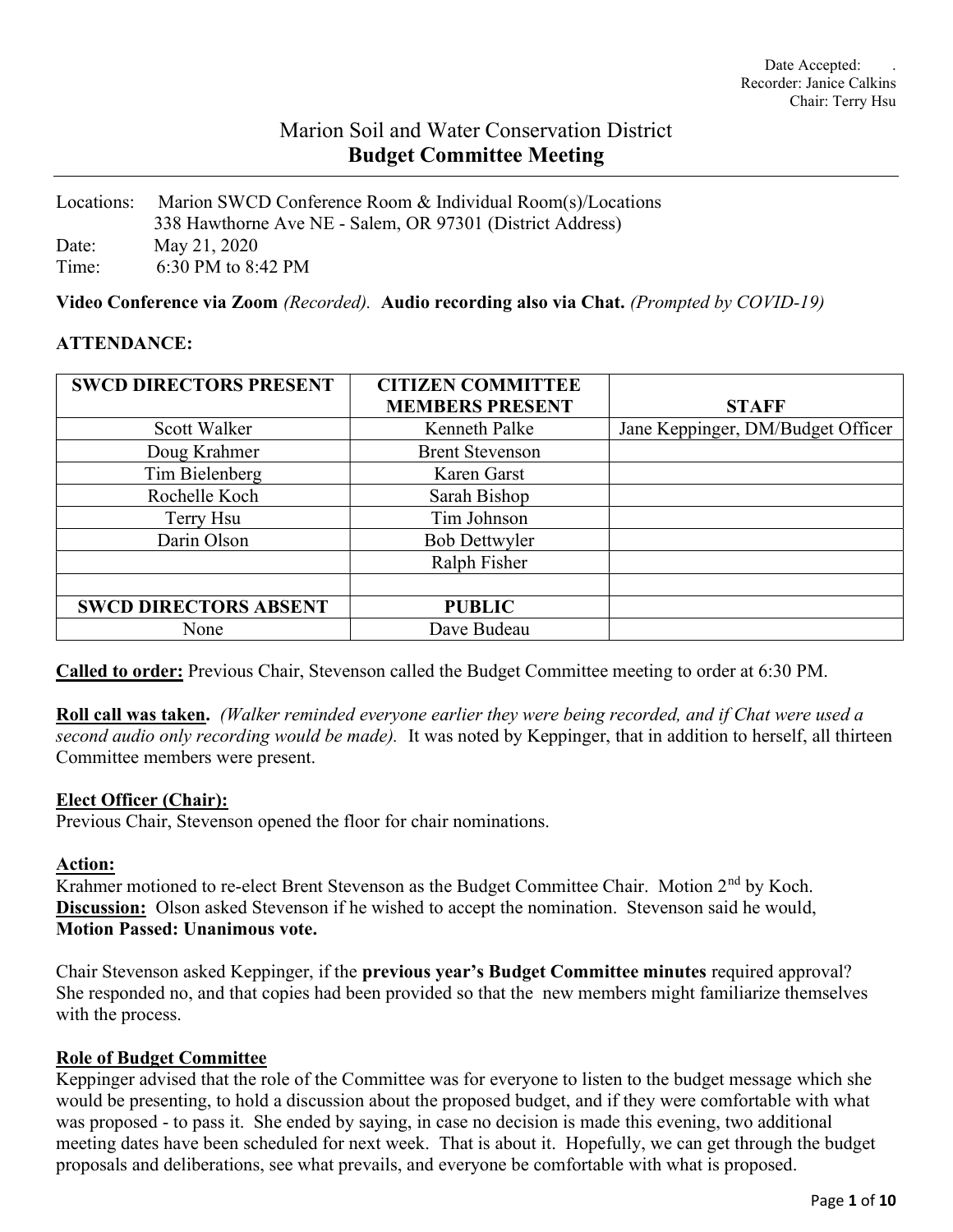Date Accepted: .
Recorder: Janice Calkins
Chair: Terry Hsu

# Marion Soil and Water Conservation District
## **Budget Committee Meeting**

Locations: Marion SWCD Conference Room & Individual Room(s)/Locations
338 Hawthorne Ave NE - Salem, OR 97301 (District Address)
Date: May 21, 2020
Time: 6:30 PM to 8:42 PM

**Video Conference via Zoom** *(Recorded).* **Audio recording also via Chat.** *(Prompted by COVID-19)*

**ATTENDANCE:**

| SWCD DIRECTORS PRESENT | CITIZEN COMMITTEE MEMBERS PRESENT | STAFF |
|---|---|---|
| Scott Walker | Kenneth Palke | Jane Keppinger, DM/Budget Officer |
| Doug Krahmer | Brent Stevenson | |
| Tim Bielenberg | Karen Garst | |
| Rochelle Koch | Sarah Bishop | |
| Terry Hsu | Tim Johnson | |
| Darin Olson | Bob Dettwyler | |
| | Ralph Fisher | |
| | | |
| **SWCD DIRECTORS ABSENT** | **PUBLIC** | |
| None | Dave Budeau | |

**Called to order:** Previous Chair, Stevenson called the Budget Committee meeting to order at 6:30 PM.

**Roll call was taken.** *(Walker reminded everyone earlier they were being recorded, and if Chat were used a second audio only recording would be made).* It was noted by Keppinger, that in addition to herself, all thirteen Committee members were present.

**Elect Officer (Chair):**
Previous Chair, Stevenson opened the floor for chair nominations.

**Action:**
Krahmer motioned to re-elect Brent Stevenson as the Budget Committee Chair. Motion 2nd by Koch.
**Discussion:** Olson asked Stevenson if he wished to accept the nomination. Stevenson said he would,
**Motion Passed: Unanimous vote.**

Chair Stevenson asked Keppinger, if the **previous year's Budget Committee minutes** required approval? She responded no, and that copies had been provided so that the new members might familiarize themselves with the process.

**Role of Budget Committee**
Keppinger advised that the role of the Committee was for everyone to listen to the budget message which she would be presenting, to hold a discussion about the proposed budget, and if they were comfortable with what was proposed - to pass it. She ended by saying, in case no decision is made this evening, two additional meeting dates have been scheduled for next week. That is about it. Hopefully, we can get through the budget proposals and deliberations, see what prevails, and everyone be comfortable with what is proposed.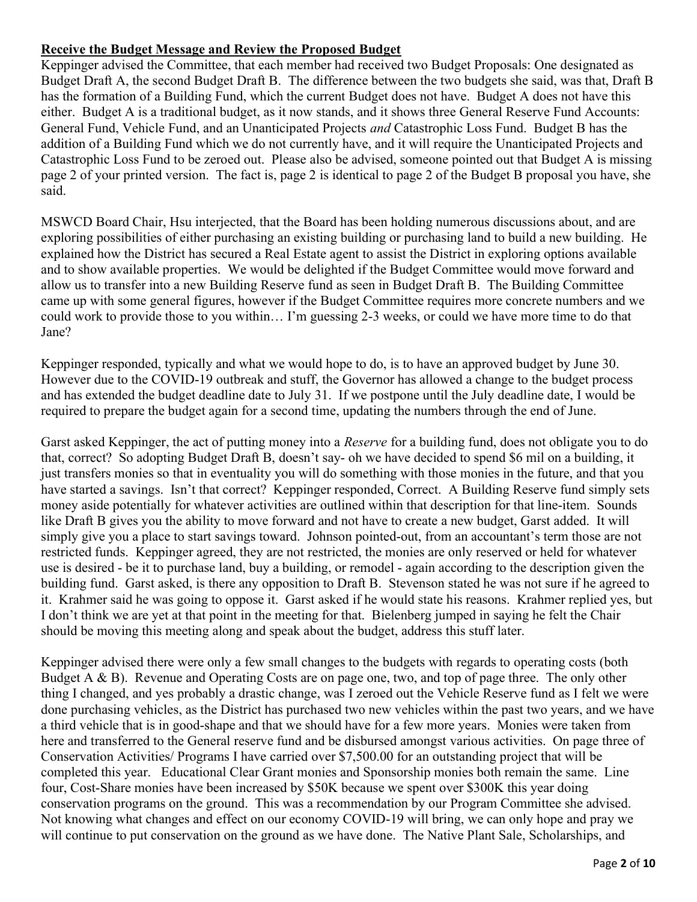**Receive the Budget Message and Review the Proposed Budget**

Keppinger advised the Committee, that each member had received two Budget Proposals: One designated as Budget Draft A, the second Budget Draft B. The difference between the two budgets she said, was that, Draft B has the formation of a Building Fund, which the current Budget does not have. Budget A does not have this either. Budget A is a traditional budget, as it now stands, and it shows three General Reserve Fund Accounts: General Fund, Vehicle Fund, and an Unanticipated Projects *and* Catastrophic Loss Fund. Budget B has the addition of a Building Fund which we do not currently have, and it will require the Unanticipated Projects and Catastrophic Loss Fund to be zeroed out. Please also be advised, someone pointed out that Budget A is missing page 2 of your printed version. The fact is, page 2 is identical to page 2 of the Budget B proposal you have, she said.

MSWCD Board Chair, Hsu interjected, that the Board has been holding numerous discussions about, and are exploring possibilities of either purchasing an existing building or purchasing land to build a new building. He explained how the District has secured a Real Estate agent to assist the District in exploring options available and to show available properties. We would be delighted if the Budget Committee would move forward and allow us to transfer into a new Building Reserve fund as seen in Budget Draft B. The Building Committee came up with some general figures, however if the Budget Committee requires more concrete numbers and we could work to provide those to you within… I'm guessing 2-3 weeks, or could we have more time to do that Jane?

Keppinger responded, typically and what we would hope to do, is to have an approved budget by June 30. However due to the COVID-19 outbreak and stuff, the Governor has allowed a change to the budget process and has extended the budget deadline date to July 31. If we postpone until the July deadline date, I would be required to prepare the budget again for a second time, updating the numbers through the end of June.

Garst asked Keppinger, the act of putting money into a *Reserve* for a building fund, does not obligate you to do that, correct? So adopting Budget Draft B, doesn't say- oh we have decided to spend $6 mil on a building, it just transfers monies so that in eventuality you will do something with those monies in the future, and that you have started a savings. Isn't that correct? Keppinger responded, Correct. A Building Reserve fund simply sets money aside potentially for whatever activities are outlined within that description for that line-item. Sounds like Draft B gives you the ability to move forward and not have to create a new budget, Garst added. It will simply give you a place to start savings toward. Johnson pointed-out, from an accountant's term those are not restricted funds. Keppinger agreed, they are not restricted, the monies are only reserved or held for whatever use is desired - be it to purchase land, buy a building, or remodel - again according to the description given the building fund. Garst asked, is there any opposition to Draft B. Stevenson stated he was not sure if he agreed to it. Krahmer said he was going to oppose it. Garst asked if he would state his reasons. Krahmer replied yes, but I don't think we are yet at that point in the meeting for that. Bielenberg jumped in saying he felt the Chair should be moving this meeting along and speak about the budget, address this stuff later.

Keppinger advised there were only a few small changes to the budgets with regards to operating costs (both Budget A & B). Revenue and Operating Costs are on page one, two, and top of page three. The only other thing I changed, and yes probably a drastic change, was I zeroed out the Vehicle Reserve fund as I felt we were done purchasing vehicles, as the District has purchased two new vehicles within the past two years, and we have a third vehicle that is in good-shape and that we should have for a few more years. Monies were taken from here and transferred to the General reserve fund and be disbursed amongst various activities. On page three of Conservation Activities/ Programs I have carried over $7,500.00 for an outstanding project that will be completed this year. Educational Clear Grant monies and Sponsorship monies both remain the same. Line four, Cost-Share monies have been increased by $50K because we spent over $300K this year doing conservation programs on the ground. This was a recommendation by our Program Committee she advised. Not knowing what changes and effect on our economy COVID-19 will bring, we can only hope and pray we will continue to put conservation on the ground as we have done. The Native Plant Sale, Scholarships, and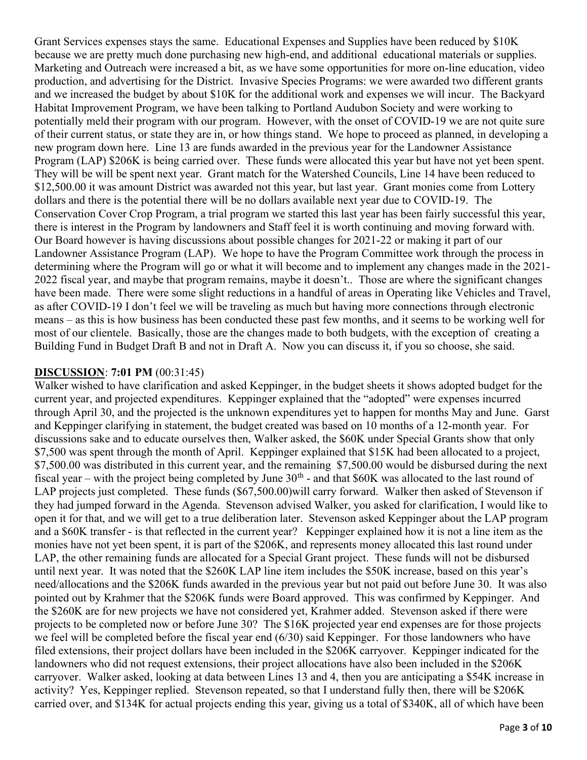Grant Services expenses stays the same. Educational Expenses and Supplies have been reduced by $10K because we are pretty much done purchasing new high-end, and additional educational materials or supplies. Marketing and Outreach were increased a bit, as we have some opportunities for more on-line education, video production, and advertising for the District. Invasive Species Programs: we were awarded two different grants and we increased the budget by about $10K for the additional work and expenses we will incur. The Backyard Habitat Improvement Program, we have been talking to Portland Audubon Society and were working to potentially meld their program with our program. However, with the onset of COVID-19 we are not quite sure of their current status, or state they are in, or how things stand. We hope to proceed as planned, in developing a new program down here. Line 13 are funds awarded in the previous year for the Landowner Assistance Program (LAP) $206K is being carried over. These funds were allocated this year but have not yet been spent. They will be will be spent next year. Grant match for the Watershed Councils, Line 14 have been reduced to $12,500.00 it was amount District was awarded not this year, but last year. Grant monies come from Lottery dollars and there is the potential there will be no dollars available next year due to COVID-19. The Conservation Cover Crop Program, a trial program we started this last year has been fairly successful this year, there is interest in the Program by landowners and Staff feel it is worth continuing and moving forward with. Our Board however is having discussions about possible changes for 2021-22 or making it part of our Landowner Assistance Program (LAP). We hope to have the Program Committee work through the process in determining where the Program will go or what it will become and to implement any changes made in the 2021-2022 fiscal year, and maybe that program remains, maybe it doesn't.. Those are where the significant changes have been made. There were some slight reductions in a handful of areas in Operating like Vehicles and Travel, as after COVID-19 I don't feel we will be traveling as much but having more connections through electronic means – as this is how business has been conducted these past few months, and it seems to be working well for most of our clientele. Basically, those are the changes made to both budgets, with the exception of creating a Building Fund in Budget Draft B and not in Draft A. Now you can discuss it, if you so choose, she said.

**DISCUSSION**: **7:01 PM** (00:31:45)

Walker wished to have clarification and asked Keppinger, in the budget sheets it shows adopted budget for the current year, and projected expenditures. Keppinger explained that the "adopted" were expenses incurred through April 30, and the projected is the unknown expenditures yet to happen for months May and June. Garst and Keppinger clarifying in statement, the budget created was based on 10 months of a 12-month year. For discussions sake and to educate ourselves then, Walker asked, the $60K under Special Grants show that only $7,500 was spent through the month of April. Keppinger explained that $15K had been allocated to a project, $7,500.00 was distributed in this current year, and the remaining $7,500.00 would be disbursed during the next fiscal year – with the project being completed by June 30th - and that $60K was allocated to the last round of LAP projects just completed. These funds ($67,500.00)will carry forward. Walker then asked of Stevenson if they had jumped forward in the Agenda. Stevenson advised Walker, you asked for clarification, I would like to open it for that, and we will get to a true deliberation later. Stevenson asked Keppinger about the LAP program and a $60K transfer - is that reflected in the current year? Keppinger explained how it is not a line item as the monies have not yet been spent, it is part of the $206K, and represents money allocated this last round under LAP, the other remaining funds are allocated for a Special Grant project. These funds will not be disbursed until next year. It was noted that the $260K LAP line item includes the $50K increase, based on this year's need/allocations and the $206K funds awarded in the previous year but not paid out before June 30. It was also pointed out by Krahmer that the $206K funds were Board approved. This was confirmed by Keppinger. And the $260K are for new projects we have not considered yet, Krahmer added. Stevenson asked if there were projects to be completed now or before June 30? The $16K projected year end expenses are for those projects we feel will be completed before the fiscal year end (6/30) said Keppinger. For those landowners who have filed extensions, their project dollars have been included in the $206K carryover. Keppinger indicated for the landowners who did not request extensions, their project allocations have also been included in the $206K carryover. Walker asked, looking at data between Lines 13 and 4, then you are anticipating a $54K increase in activity? Yes, Keppinger replied. Stevenson repeated, so that I understand fully then, there will be $206K carried over, and $134K for actual projects ending this year, giving us a total of $340K, all of which have been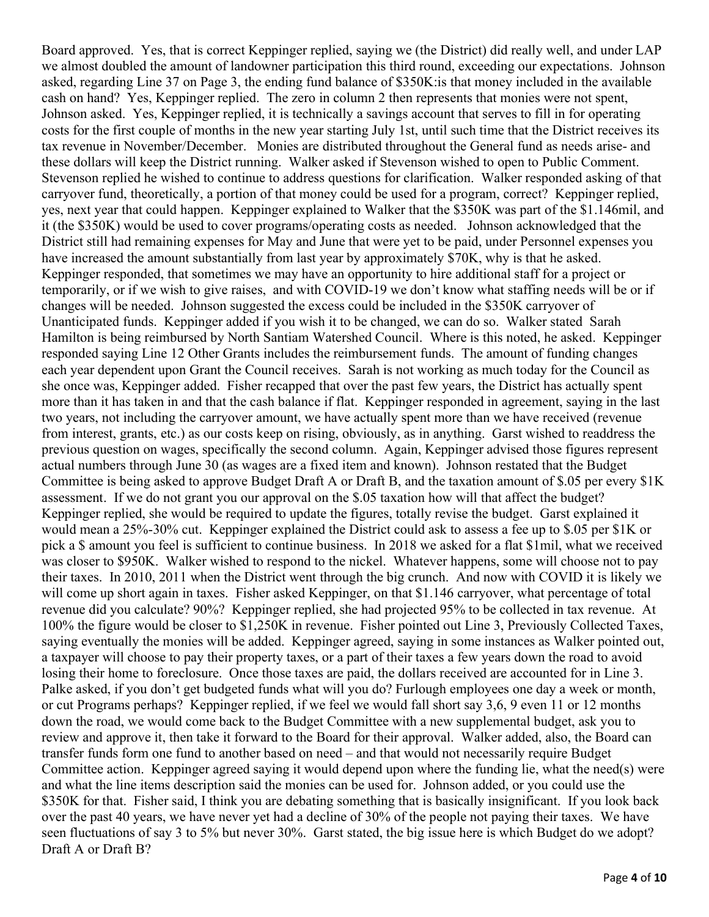Board approved. Yes, that is correct Keppinger replied, saying we (the District) did really well, and under LAP we almost doubled the amount of landowner participation this third round, exceeding our expectations. Johnson asked, regarding Line 37 on Page 3, the ending fund balance of $350K:is that money included in the available cash on hand? Yes, Keppinger replied. The zero in column 2 then represents that monies were not spent, Johnson asked. Yes, Keppinger replied, it is technically a savings account that serves to fill in for operating costs for the first couple of months in the new year starting July 1st, until such time that the District receives its tax revenue in November/December. Monies are distributed throughout the General fund as needs arise- and these dollars will keep the District running. Walker asked if Stevenson wished to open to Public Comment. Stevenson replied he wished to continue to address questions for clarification. Walker responded asking of that carryover fund, theoretically, a portion of that money could be used for a program, correct? Keppinger replied, yes, next year that could happen. Keppinger explained to Walker that the $350K was part of the $1.146mil, and it (the $350K) would be used to cover programs/operating costs as needed. Johnson acknowledged that the District still had remaining expenses for May and June that were yet to be paid, under Personnel expenses you have increased the amount substantially from last year by approximately $70K, why is that he asked. Keppinger responded, that sometimes we may have an opportunity to hire additional staff for a project or temporarily, or if we wish to give raises, and with COVID-19 we don't know what staffing needs will be or if changes will be needed. Johnson suggested the excess could be included in the $350K carryover of Unanticipated funds. Keppinger added if you wish it to be changed, we can do so. Walker stated Sarah Hamilton is being reimbursed by North Santiam Watershed Council. Where is this noted, he asked. Keppinger responded saying Line 12 Other Grants includes the reimbursement funds. The amount of funding changes each year dependent upon Grant the Council receives. Sarah is not working as much today for the Council as she once was, Keppinger added. Fisher recapped that over the past few years, the District has actually spent more than it has taken in and that the cash balance if flat. Keppinger responded in agreement, saying in the last two years, not including the carryover amount, we have actually spent more than we have received (revenue from interest, grants, etc.) as our costs keep on rising, obviously, as in anything. Garst wished to readdress the previous question on wages, specifically the second column. Again, Keppinger advised those figures represent actual numbers through June 30 (as wages are a fixed item and known). Johnson restated that the Budget Committee is being asked to approve Budget Draft A or Draft B, and the taxation amount of $.05 per every $1K assessment. If we do not grant you our approval on the $.05 taxation how will that affect the budget? Keppinger replied, she would be required to update the figures, totally revise the budget. Garst explained it would mean a 25%-30% cut. Keppinger explained the District could ask to assess a fee up to $.05 per $1K or pick a $ amount you feel is sufficient to continue business. In 2018 we asked for a flat $1mil, what we received was closer to $950K. Walker wished to respond to the nickel. Whatever happens, some will choose not to pay their taxes. In 2010, 2011 when the District went through the big crunch. And now with COVID it is likely we will come up short again in taxes. Fisher asked Keppinger, on that $1.146 carryover, what percentage of total revenue did you calculate? 90%? Keppinger replied, she had projected 95% to be collected in tax revenue. At 100% the figure would be closer to $1,250K in revenue. Fisher pointed out Line 3, Previously Collected Taxes, saying eventually the monies will be added. Keppinger agreed, saying in some instances as Walker pointed out, a taxpayer will choose to pay their property taxes, or a part of their taxes a few years down the road to avoid losing their home to foreclosure. Once those taxes are paid, the dollars received are accounted for in Line 3. Palke asked, if you don't get budgeted funds what will you do? Furlough employees one day a week or month, or cut Programs perhaps? Keppinger replied, if we feel we would fall short say 3,6, 9 even 11 or 12 months down the road, we would come back to the Budget Committee with a new supplemental budget, ask you to review and approve it, then take it forward to the Board for their approval. Walker added, also, the Board can transfer funds form one fund to another based on need – and that would not necessarily require Budget Committee action. Keppinger agreed saying it would depend upon where the funding lie, what the need(s) were and what the line items description said the monies can be used for. Johnson added, or you could use the $350K for that. Fisher said, I think you are debating something that is basically insignificant. If you look back over the past 40 years, we have never yet had a decline of 30% of the people not paying their taxes. We have seen fluctuations of say 3 to 5% but never 30%. Garst stated, the big issue here is which Budget do we adopt? Draft A or Draft B?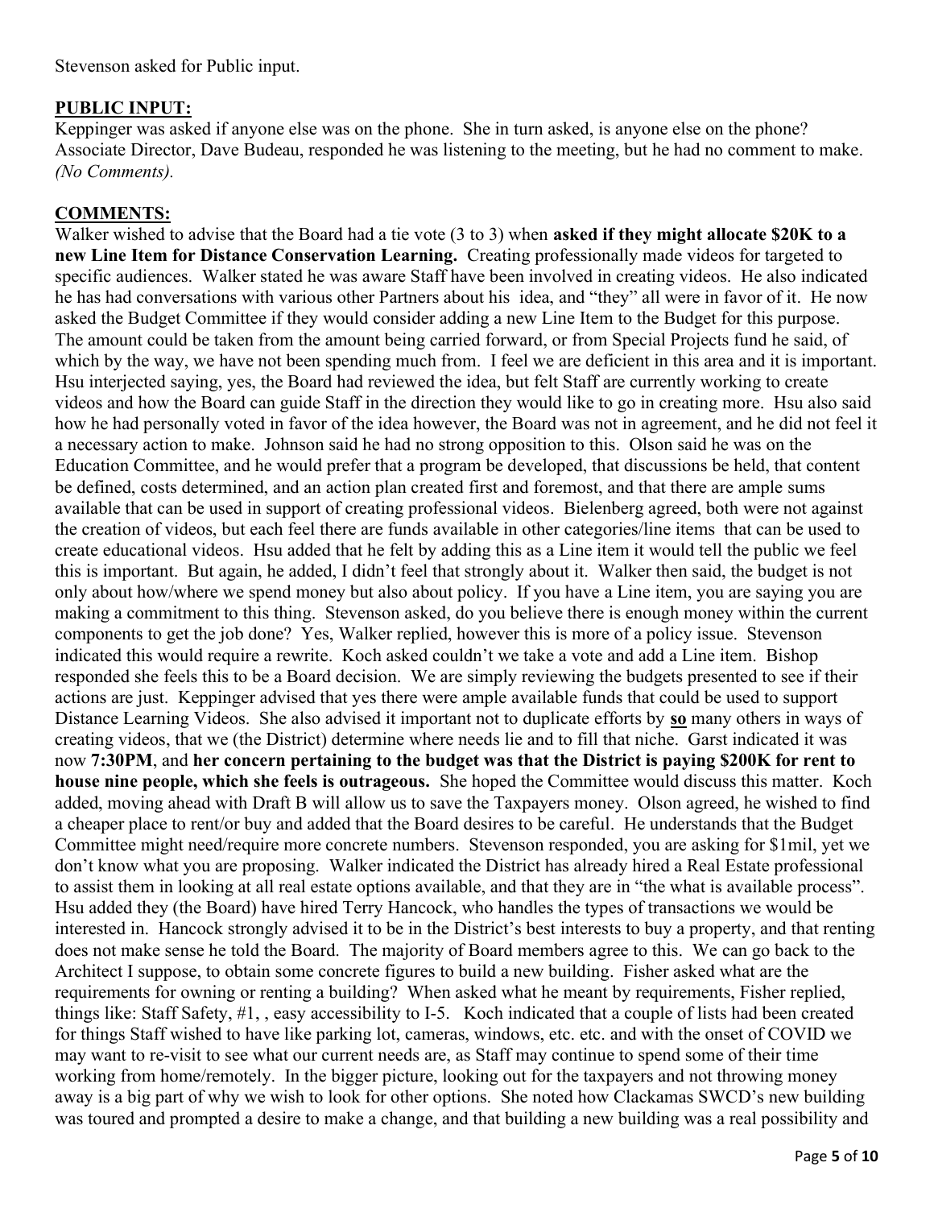Stevenson asked for Public input.

**PUBLIC INPUT:**

Keppinger was asked if anyone else was on the phone. She in turn asked, is anyone else on the phone? Associate Director, Dave Budeau, responded he was listening to the meeting, but he had no comment to make. *(No Comments).*

**COMMENTS:**

Walker wished to advise that the Board had a tie vote (3 to 3) when **asked if they might allocate $20K to a new Line Item for Distance Conservation Learning.** Creating professionally made videos for targeted to specific audiences. Walker stated he was aware Staff have been involved in creating videos. He also indicated he has had conversations with various other Partners about his idea, and "they" all were in favor of it. He now asked the Budget Committee if they would consider adding a new Line Item to the Budget for this purpose. The amount could be taken from the amount being carried forward, or from Special Projects fund he said, of which by the way, we have not been spending much from. I feel we are deficient in this area and it is important. Hsu interjected saying, yes, the Board had reviewed the idea, but felt Staff are currently working to create videos and how the Board can guide Staff in the direction they would like to go in creating more. Hsu also said how he had personally voted in favor of the idea however, the Board was not in agreement, and he did not feel it a necessary action to make. Johnson said he had no strong opposition to this. Olson said he was on the Education Committee, and he would prefer that a program be developed, that discussions be held, that content be defined, costs determined, and an action plan created first and foremost, and that there are ample sums available that can be used in support of creating professional videos. Bielenberg agreed, both were not against the creation of videos, but each feel there are funds available in other categories/line items that can be used to create educational videos. Hsu added that he felt by adding this as a Line item it would tell the public we feel this is important. But again, he added, I didn't feel that strongly about it. Walker then said, the budget is not only about how/where we spend money but also about policy. If you have a Line item, you are saying you are making a commitment to this thing. Stevenson asked, do you believe there is enough money within the current components to get the job done? Yes, Walker replied, however this is more of a policy issue. Stevenson indicated this would require a rewrite. Koch asked couldn't we take a vote and add a Line item. Bishop responded she feels this to be a Board decision. We are simply reviewing the budgets presented to see if their actions are just. Keppinger advised that yes there were ample available funds that could be used to support Distance Learning Videos. She also advised it important not to duplicate efforts by **so** many others in ways of creating videos, that we (the District) determine where needs lie and to fill that niche. Garst indicated it was now **7:30PM**, and **her concern pertaining to the budget was that the District is paying $200K for rent to house nine people, which she feels is outrageous.** She hoped the Committee would discuss this matter. Koch added, moving ahead with Draft B will allow us to save the Taxpayers money. Olson agreed, he wished to find a cheaper place to rent/or buy and added that the Board desires to be careful. He understands that the Budget Committee might need/require more concrete numbers. Stevenson responded, you are asking for $1mil, yet we don't know what you are proposing. Walker indicated the District has already hired a Real Estate professional to assist them in looking at all real estate options available, and that they are in "the what is available process". Hsu added they (the Board) have hired Terry Hancock, who handles the types of transactions we would be interested in. Hancock strongly advised it to be in the District's best interests to buy a property, and that renting does not make sense he told the Board. The majority of Board members agree to this. We can go back to the Architect I suppose, to obtain some concrete figures to build a new building. Fisher asked what are the requirements for owning or renting a building? When asked what he meant by requirements, Fisher replied, things like: Staff Safety, #1, , easy accessibility to I-5. Koch indicated that a couple of lists had been created for things Staff wished to have like parking lot, cameras, windows, etc. etc. and with the onset of COVID we may want to re-visit to see what our current needs are, as Staff may continue to spend some of their time working from home/remotely. In the bigger picture, looking out for the taxpayers and not throwing money away is a big part of why we wish to look for other options. She noted how Clackamas SWCD's new building was toured and prompted a desire to make a change, and that building a new building was a real possibility and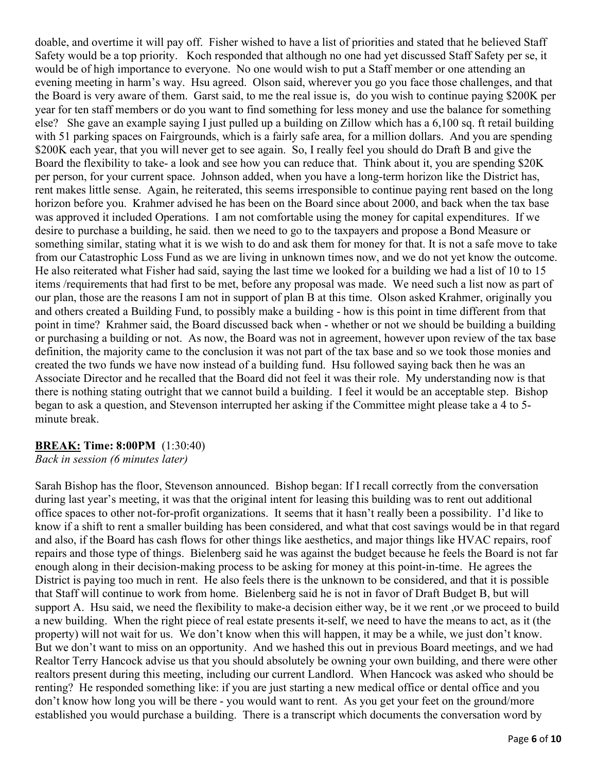doable, and overtime it will pay off. Fisher wished to have a list of priorities and stated that he believed Staff Safety would be a top priority. Koch responded that although no one had yet discussed Staff Safety per se, it would be of high importance to everyone. No one would wish to put a Staff member or one attending an evening meeting in harm's way. Hsu agreed. Olson said, wherever you go you face those challenges, and that the Board is very aware of them. Garst said, to me the real issue is, do you wish to continue paying $200K per year for ten staff members or do you want to find something for less money and use the balance for something else? She gave an example saying I just pulled up a building on Zillow which has a 6,100 sq. ft retail building with 51 parking spaces on Fairgrounds, which is a fairly safe area, for a million dollars. And you are spending $200K each year, that you will never get to see again. So, I really feel you should do Draft B and give the Board the flexibility to take- a look and see how you can reduce that. Think about it, you are spending $20K per person, for your current space. Johnson added, when you have a long-term horizon like the District has, rent makes little sense. Again, he reiterated, this seems irresponsible to continue paying rent based on the long horizon before you. Krahmer advised he has been on the Board since about 2000, and back when the tax base was approved it included Operations. I am not comfortable using the money for capital expenditures. If we desire to purchase a building, he said. then we need to go to the taxpayers and propose a Bond Measure or something similar, stating what it is we wish to do and ask them for money for that. It is not a safe move to take from our Catastrophic Loss Fund as we are living in unknown times now, and we do not yet know the outcome. He also reiterated what Fisher had said, saying the last time we looked for a building we had a list of 10 to 15 items /requirements that had first to be met, before any proposal was made. We need such a list now as part of our plan, those are the reasons I am not in support of plan B at this time. Olson asked Krahmer, originally you and others created a Building Fund, to possibly make a building - how is this point in time different from that point in time? Krahmer said, the Board discussed back when - whether or not we should be building a building or purchasing a building or not. As now, the Board was not in agreement, however upon review of the tax base definition, the majority came to the conclusion it was not part of the tax base and so we took those monies and created the two funds we have now instead of a building fund. Hsu followed saying back then he was an Associate Director and he recalled that the Board did not feel it was their role. My understanding now is that there is nothing stating outright that we cannot build a building. I feel it would be an acceptable step. Bishop began to ask a question, and Stevenson interrupted her asking if the Committee might please take a 4 to 5-minute break.

**BREAK: Time: 8:00PM** (1:30:40)
*Back in session (6 minutes later)*

Sarah Bishop has the floor, Stevenson announced. Bishop began: If I recall correctly from the conversation during last year's meeting, it was that the original intent for leasing this building was to rent out additional office spaces to other not-for-profit organizations. It seems that it hasn't really been a possibility. I'd like to know if a shift to rent a smaller building has been considered, and what that cost savings would be in that regard and also, if the Board has cash flows for other things like aesthetics, and major things like HVAC repairs, roof repairs and those type of things. Bielenberg said he was against the budget because he feels the Board is not far enough along in their decision-making process to be asking for money at this point-in-time. He agrees the District is paying too much in rent. He also feels there is the unknown to be considered, and that it is possible that Staff will continue to work from home. Bielenberg said he is not in favor of Draft Budget B, but will support A. Hsu said, we need the flexibility to make-a decision either way, be it we rent ,or we proceed to build a new building. When the right piece of real estate presents it-self, we need to have the means to act, as it (the property) will not wait for us. We don't know when this will happen, it may be a while, we just don't know. But we don't want to miss on an opportunity. And we hashed this out in previous Board meetings, and we had Realtor Terry Hancock advise us that you should absolutely be owning your own building, and there were other realtors present during this meeting, including our current Landlord. When Hancock was asked who should be renting? He responded something like: if you are just starting a new medical office or dental office and you don't know how long you will be there - you would want to rent. As you get your feet on the ground/more established you would purchase a building. There is a transcript which documents the conversation word by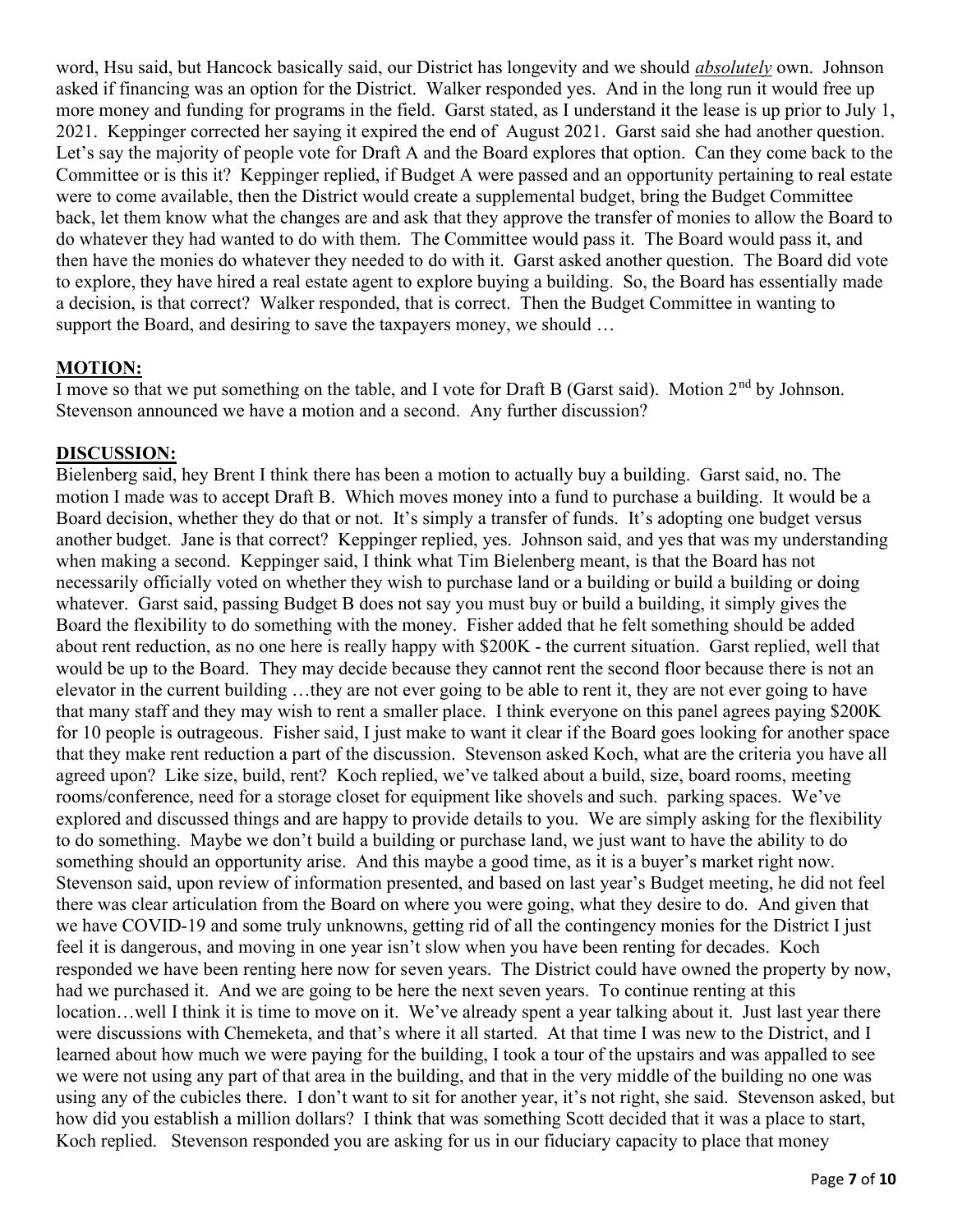word, Hsu said, but Hancock basically said, our District has longevity and we should ***absolutely*** own. Johnson asked if financing was an option for the District. Walker responded yes. And in the long run it would free up more money and funding for programs in the field. Garst stated, as I understand it the lease is up prior to July 1, 2021. Keppinger corrected her saying it expired the end of August 2021. Garst said she had another question. Let's say the majority of people vote for Draft A and the Board explores that option. Can they come back to the Committee or is this it? Keppinger replied, if Budget A were passed and an opportunity pertaining to real estate were to come available, then the District would create a supplemental budget, bring the Budget Committee back, let them know what the changes are and ask that they approve the transfer of monies to allow the Board to do whatever they had wanted to do with them. The Committee would pass it. The Board would pass it, and then have the monies do whatever they needed to do with it. Garst asked another question. The Board did vote to explore, they have hired a real estate agent to explore buying a building. So, the Board has essentially made a decision, is that correct? Walker responded, that is correct. Then the Budget Committee in wanting to support the Board, and desiring to save the taxpayers money, we should …

## MOTION:

I move so that we put something on the table, and I vote for Draft B (Garst said). Motion 2nd by Johnson. Stevenson announced we have a motion and a second. Any further discussion?

## DISCUSSION:

Bielenberg said, hey Brent I think there has been a motion to actually buy a building. Garst said, no. The motion I made was to accept Draft B. Which moves money into a fund to purchase a building. It would be a Board decision, whether they do that or not. It's simply a transfer of funds. It's adopting one budget versus another budget. Jane is that correct? Keppinger replied, yes. Johnson said, and yes that was my understanding when making a second. Keppinger said, I think what Tim Bielenberg meant, is that the Board has not necessarily officially voted on whether they wish to purchase land or a building or build a building or doing whatever. Garst said, passing Budget B does not say you must buy or build a building, it simply gives the Board the flexibility to do something with the money. Fisher added that he felt something should be added about rent reduction, as no one here is really happy with $200K - the current situation. Garst replied, well that would be up to the Board. They may decide because they cannot rent the second floor because there is not an elevator in the current building …they are not ever going to be able to rent it, they are not ever going to have that many staff and they may wish to rent a smaller place. I think everyone on this panel agrees paying $200K for 10 people is outrageous. Fisher said, I just make to want it clear if the Board goes looking for another space that they make rent reduction a part of the discussion. Stevenson asked Koch, what are the criteria you have all agreed upon? Like size, build, rent? Koch replied, we've talked about a build, size, board rooms, meeting rooms/conference, need for a storage closet for equipment like shovels and such. parking spaces. We've explored and discussed things and are happy to provide details to you. We are simply asking for the flexibility to do something. Maybe we don't build a building or purchase land, we just want to have the ability to do something should an opportunity arise. And this maybe a good time, as it is a buyer's market right now. Stevenson said, upon review of information presented, and based on last year's Budget meeting, he did not feel there was clear articulation from the Board on where you were going, what they desire to do. And given that we have COVID-19 and some truly unknowns, getting rid of all the contingency monies for the District I just feel it is dangerous, and moving in one year isn't slow when you have been renting for decades. Koch responded we have been renting here now for seven years. The District could have owned the property by now, had we purchased it. And we are going to be here the next seven years. To continue renting at this location…well I think it is time to move on it. We've already spent a year talking about it. Just last year there were discussions with Chemeketa, and that's where it all started. At that time I was new to the District, and I learned about how much we were paying for the building, I took a tour of the upstairs and was appalled to see we were not using any part of that area in the building, and that in the very middle of the building no one was using any of the cubicles there. I don't want to sit for another year, it's not right, she said. Stevenson asked, but how did you establish a million dollars? I think that was something Scott decided that it was a place to start, Koch replied. Stevenson responded you are asking for us in our fiduciary capacity to place that money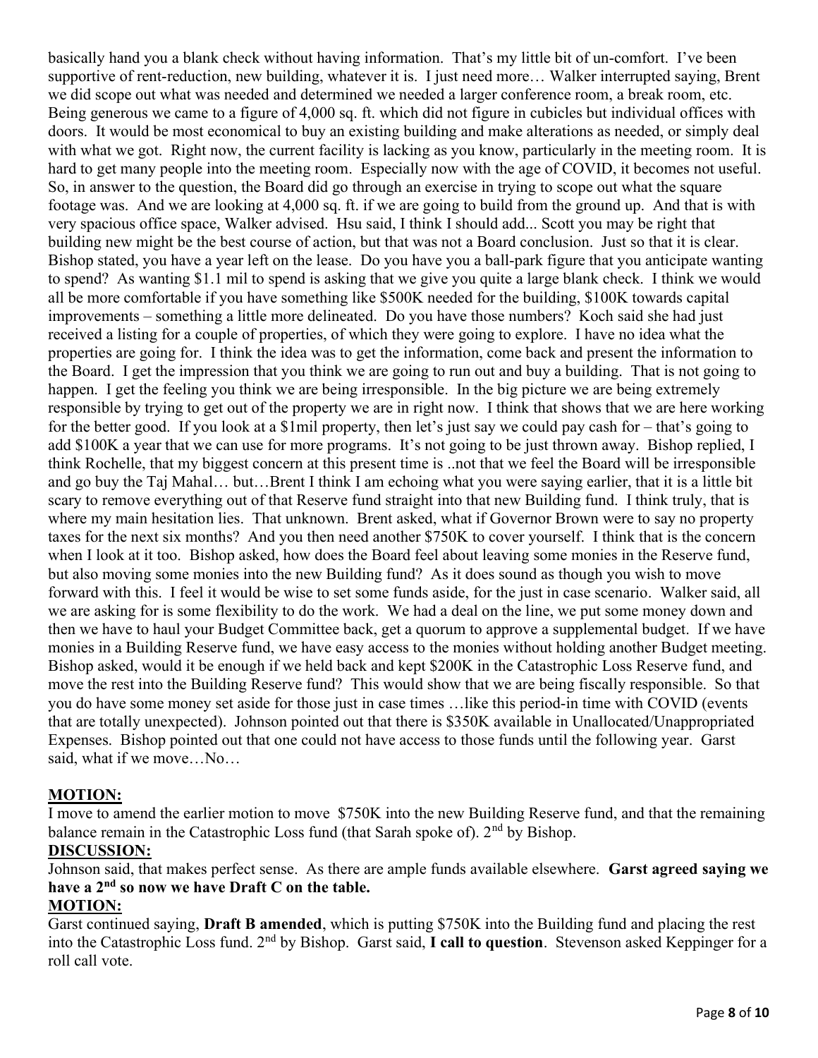basically hand you a blank check without having information. That's my little bit of un-comfort. I've been supportive of rent-reduction, new building, whatever it is. I just need more… Walker interrupted saying, Brent we did scope out what was needed and determined we needed a larger conference room, a break room, etc. Being generous we came to a figure of 4,000 sq. ft. which did not figure in cubicles but individual offices with doors. It would be most economical to buy an existing building and make alterations as needed, or simply deal with what we got. Right now, the current facility is lacking as you know, particularly in the meeting room. It is hard to get many people into the meeting room. Especially now with the age of COVID, it becomes not useful. So, in answer to the question, the Board did go through an exercise in trying to scope out what the square footage was. And we are looking at 4,000 sq. ft. if we are going to build from the ground up. And that is with very spacious office space, Walker advised. Hsu said, I think I should add... Scott you may be right that building new might be the best course of action, but that was not a Board conclusion. Just so that it is clear. Bishop stated, you have a year left on the lease. Do you have you a ball-park figure that you anticipate wanting to spend? As wanting $1.1 mil to spend is asking that we give you quite a large blank check. I think we would all be more comfortable if you have something like $500K needed for the building, $100K towards capital improvements – something a little more delineated. Do you have those numbers? Koch said she had just received a listing for a couple of properties, of which they were going to explore. I have no idea what the properties are going for. I think the idea was to get the information, come back and present the information to the Board. I get the impression that you think we are going to run out and buy a building. That is not going to happen. I get the feeling you think we are being irresponsible. In the big picture we are being extremely responsible by trying to get out of the property we are in right now. I think that shows that we are here working for the better good. If you look at a $1mil property, then let's just say we could pay cash for – that's going to add $100K a year that we can use for more programs. It's not going to be just thrown away. Bishop replied, I think Rochelle, that my biggest concern at this present time is ..not that we feel the Board will be irresponsible and go buy the Taj Mahal… but…Brent I think I am echoing what you were saying earlier, that it is a little bit scary to remove everything out of that Reserve fund straight into that new Building fund. I think truly, that is where my main hesitation lies. That unknown. Brent asked, what if Governor Brown were to say no property taxes for the next six months? And you then need another $750K to cover yourself. I think that is the concern when I look at it too. Bishop asked, how does the Board feel about leaving some monies in the Reserve fund, but also moving some monies into the new Building fund? As it does sound as though you wish to move forward with this. I feel it would be wise to set some funds aside, for the just in case scenario. Walker said, all we are asking for is some flexibility to do the work. We had a deal on the line, we put some money down and then we have to haul your Budget Committee back, get a quorum to approve a supplemental budget. If we have monies in a Building Reserve fund, we have easy access to the monies without holding another Budget meeting. Bishop asked, would it be enough if we held back and kept $200K in the Catastrophic Loss Reserve fund, and move the rest into the Building Reserve fund? This would show that we are being fiscally responsible. So that you do have some money set aside for those just in case times …like this period-in time with COVID (events that are totally unexpected). Johnson pointed out that there is $350K available in Unallocated/Unappropriated Expenses. Bishop pointed out that one could not have access to those funds until the following year. Garst said, what if we move…No…

**MOTION:**

I move to amend the earlier motion to move $750K into the new Building Reserve fund, and that the remaining balance remain in the Catastrophic Loss fund (that Sarah spoke of). 2nd by Bishop.

**DISCUSSION:**

Johnson said, that makes perfect sense. As there are ample funds available elsewhere. **Garst agreed saying we have a 2nd so now we have Draft C on the table.**

**MOTION:**

Garst continued saying, **Draft B amended**, which is putting $750K into the Building fund and placing the rest into the Catastrophic Loss fund. 2nd by Bishop. Garst said, **I call to question**. Stevenson asked Keppinger for a roll call vote.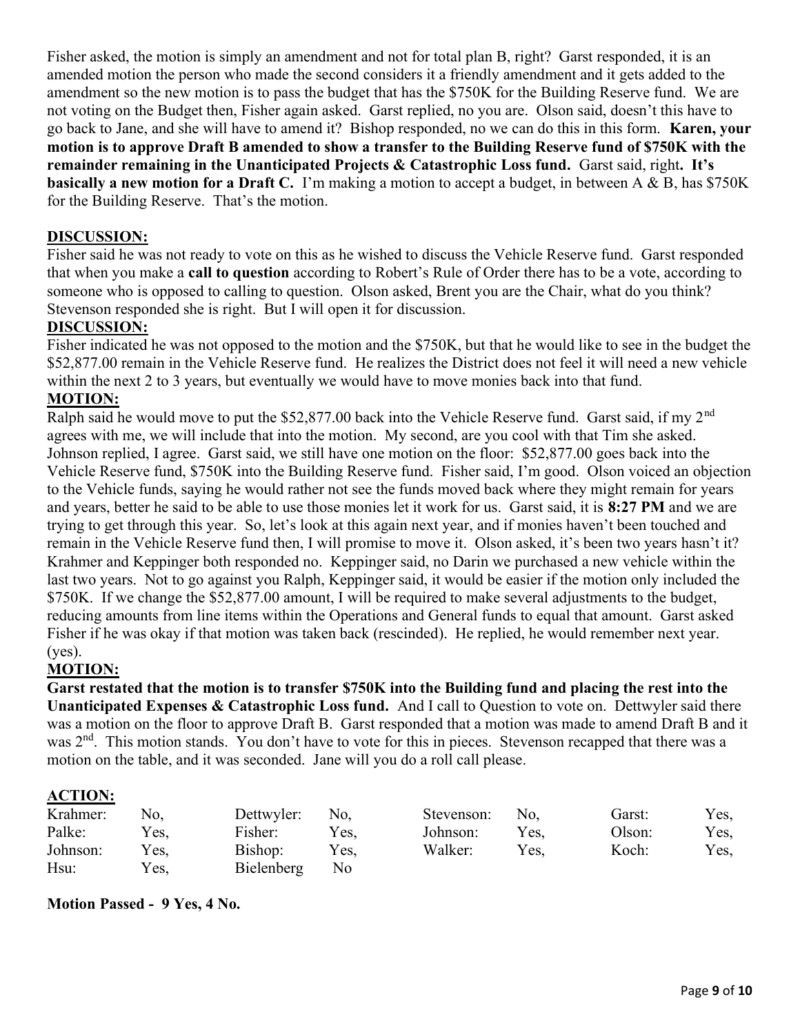Fisher asked, the motion is simply an amendment and not for total plan B, right? Garst responded, it is an amended motion the person who made the second considers it a friendly amendment and it gets added to the amendment so the new motion is to pass the budget that has the $750K for the Building Reserve fund. We are not voting on the Budget then, Fisher again asked. Garst replied, no you are. Olson said, doesn't this have to go back to Jane, and she will have to amend it? Bishop responded, no we can do this in this form. **Karen, your motion is to approve Draft B amended to show a transfer to the Building Reserve fund of $750K with the remainder remaining in the Unanticipated Projects & Catastrophic Loss fund.** Garst said, right**. It's basically a new motion for a Draft C.** I'm making a motion to accept a budget, in between A & B, has $750K for the Building Reserve. That's the motion.

## DISCUSSION:

Fisher said he was not ready to vote on this as he wished to discuss the Vehicle Reserve fund. Garst responded that when you make a **call to question** according to Robert's Rule of Order there has to be a vote, according to someone who is opposed to calling to question. Olson asked, Brent you are the Chair, what do you think? Stevenson responded she is right. But I will open it for discussion.

## DISCUSSION:

Fisher indicated he was not opposed to the motion and the $750K, but that he would like to see in the budget the $52,877.00 remain in the Vehicle Reserve fund. He realizes the District does not feel it will need a new vehicle within the next 2 to 3 years, but eventually we would have to move monies back into that fund.

## MOTION:

Ralph said he would move to put the $52,877.00 back into the Vehicle Reserve fund. Garst said, if my 2nd agrees with me, we will include that into the motion. My second, are you cool with that Tim she asked. Johnson replied, I agree. Garst said, we still have one motion on the floor: $52,877.00 goes back into the Vehicle Reserve fund, $750K into the Building Reserve fund. Fisher said, I'm good. Olson voiced an objection to the Vehicle funds, saying he would rather not see the funds moved back where they might remain for years and years, better he said to be able to use those monies let it work for us. Garst said, it is **8:27 PM** and we are trying to get through this year. So, let's look at this again next year, and if monies haven't been touched and remain in the Vehicle Reserve fund then, I will promise to move it. Olson asked, it's been two years hasn't it? Krahmer and Keppinger both responded no. Keppinger said, no Darin we purchased a new vehicle within the last two years. Not to go against you Ralph, Keppinger said, it would be easier if the motion only included the $750K. If we change the $52,877.00 amount, I will be required to make several adjustments to the budget, reducing amounts from line items within the Operations and General funds to equal that amount. Garst asked Fisher if he was okay if that motion was taken back (rescinded). He replied, he would remember next year. (yes).

## MOTION:

**Garst restated that the motion is to transfer $750K into the Building fund and placing the rest into the Unanticipated Expenses & Catastrophic Loss fund.** And I call to Question to vote on. Dettwyler said there was a motion on the floor to approve Draft B. Garst responded that a motion was made to amend Draft B and it was 2nd. This motion stands. You don't have to vote for this in pieces. Stevenson recapped that there was a motion on the table, and it was seconded. Jane will you do a roll call please.

## ACTION:

| | | | | | | | |
|---|---|---|---|---|---|---|---|
| Krahmer: | No, | Dettwyler: | No, | Stevenson: | No, | Garst: | Yes, |
| Palke: | Yes, | Fisher: | Yes, | Johnson: | Yes, | Olson: | Yes, |
| Johnson: | Yes, | Bishop: | Yes, | Walker: | Yes, | Koch: | Yes, |
| Hsu: | Yes, | Bielenberg | No | | | | |

**Motion Passed - 9 Yes, 4 No.**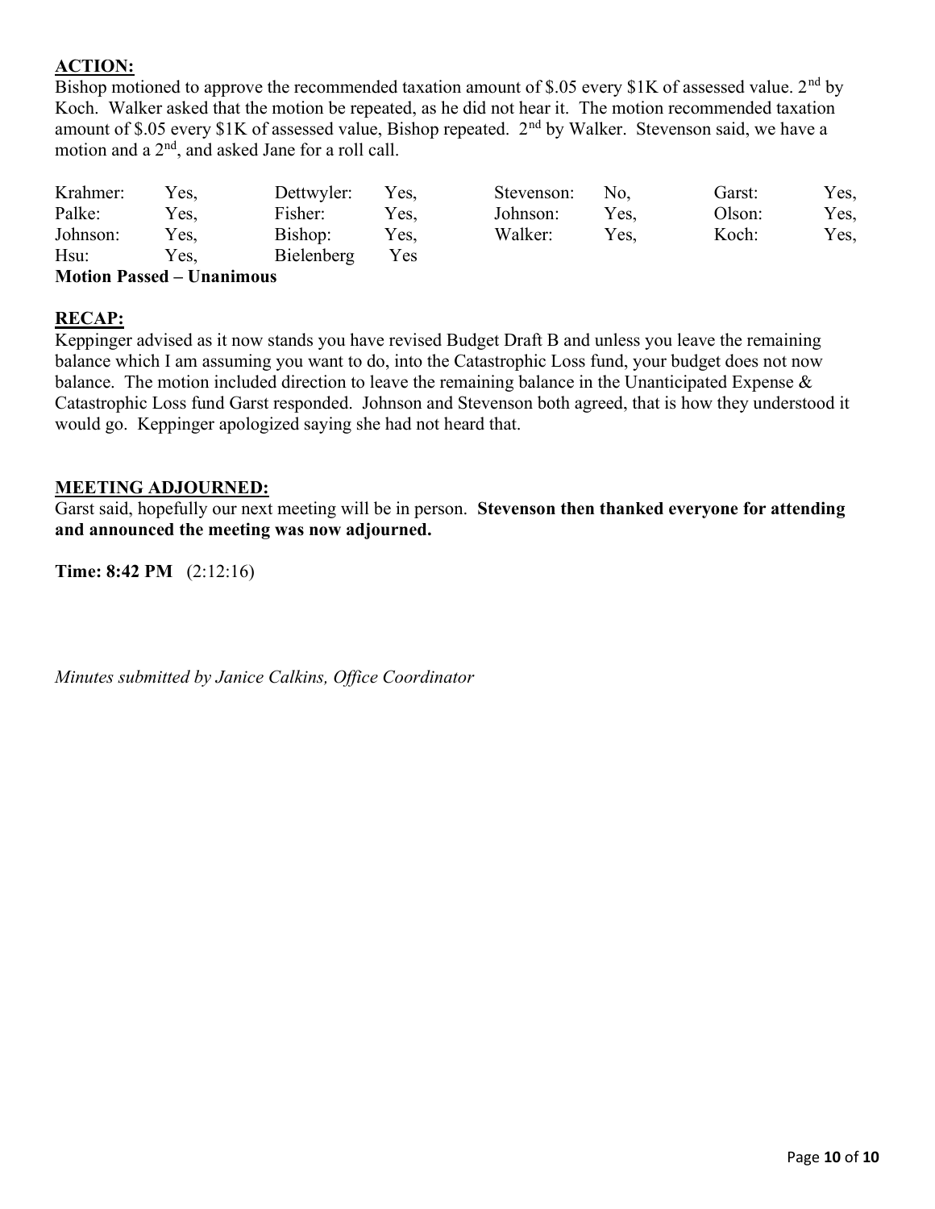## ACTION:

Bishop motioned to approve the recommended taxation amount of $.05 every $1K of assessed value. 2nd by Koch. Walker asked that the motion be repeated, as he did not hear it. The motion recommended taxation amount of $.05 every $1K of assessed value, Bishop repeated. 2nd by Walker. Stevenson said, we have a motion and a 2nd, and asked Jane for a roll call.

| | | | | | | | |
|---|---|---|---|---|---|---|---|
| Krahmer: | Yes, | Dettwyler: | Yes, | Stevenson: | No, | Garst: | Yes, |
| Palke: | Yes, | Fisher: | Yes, | Johnson: | Yes, | Olson: | Yes, |
| Johnson: | Yes, | Bishop: | Yes, | Walker: | Yes, | Koch: | Yes, |
| Hsu: | Yes, | Bielenberg | Yes | | | | |

**Motion Passed – Unanimous**

## RECAP:

Keppinger advised as it now stands you have revised Budget Draft B and unless you leave the remaining balance which I am assuming you want to do, into the Catastrophic Loss fund, your budget does not now balance. The motion included direction to leave the remaining balance in the Unanticipated Expense & Catastrophic Loss fund Garst responded. Johnson and Stevenson both agreed, that is how they understood it would go. Keppinger apologized saying she had not heard that.

## MEETING ADJOURNED:

Garst said, hopefully our next meeting will be in person. **Stevenson then thanked everyone for attending and announced the meeting was now adjourned.**

**Time: 8:42 PM** (2:12:16)

*Minutes submitted by Janice Calkins, Office Coordinator*